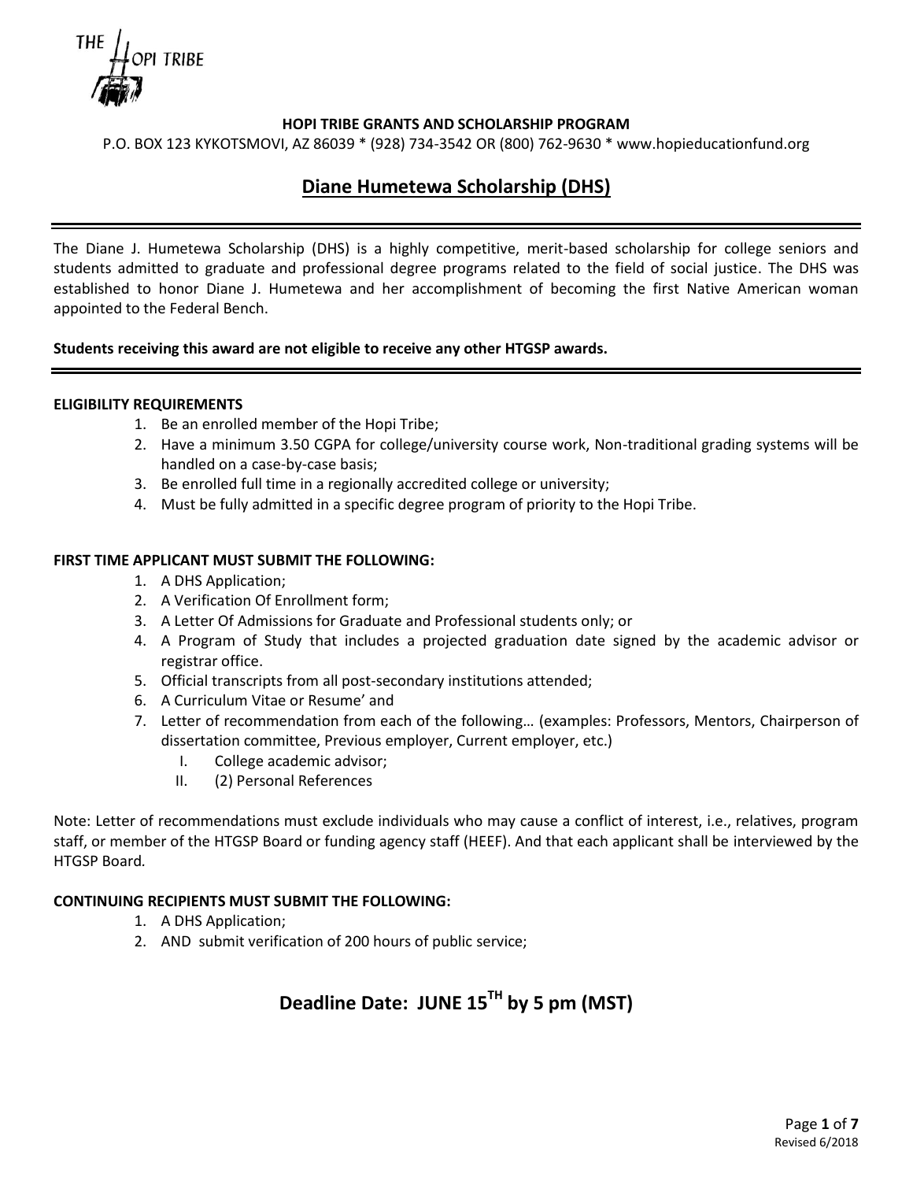THE HOPI TRIBE

**HOPI TRIBE GRANTS AND SCHOLARSHIP PROGRAM**

P.O. BOX 123 KYKOTSMOVI, AZ 86039 * (928) 734-3542 OR (800) 762-9630 * www.hopieducationfund.org

# Diane Humetewa Scholarship (DHS)

---

The Diane J. Humetewa Scholarship (DHS) is a highly competitive, merit-based scholarship for college seniors and students admitted to graduate and professional degree programs related to the field of social justice. The DHS was established to honor Diane J. Humetewa and her accomplishment of becoming the first Native American woman appointed to the Federal Bench.

**Students receiving this award are not eligible to receive any other HTGSP awards.**

---

**ELIGIBILITY REQUIREMENTS**

1. Be an enrolled member of the Hopi Tribe;
2. Have a minimum 3.50 CGPA for college/university course work, Non-traditional grading systems will be handled on a case-by-case basis;
3. Be enrolled full time in a regionally accredited college or university;
4. Must be fully admitted in a specific degree program of priority to the Hopi Tribe.

**FIRST TIME APPLICANT MUST SUBMIT THE FOLLOWING:**

1. A DHS Application;
2. A Verification Of Enrollment form;
3. A Letter Of Admissions for Graduate and Professional students only; or
4. A Program of Study that includes a projected graduation date signed by the academic advisor or registrar office.
5. Official transcripts from all post-secondary institutions attended;
6. A Curriculum Vitae or Resume' and
7. Letter of recommendation from each of the following… (examples: Professors, Mentors, Chairperson of dissertation committee, Previous employer, Current employer, etc.)
   I. College academic advisor;
   II. (2) Personal References

Note: Letter of recommendations must exclude individuals who may cause a conflict of interest, i.e., relatives, program staff, or member of the HTGSP Board or funding agency staff (HEEF). And that each applicant shall be interviewed by the HTGSP Board.

**CONTINUING RECIPIENTS MUST SUBMIT THE FOLLOWING:**

1. A DHS Application;
2. AND submit verification of 200 hours of public service;

## Deadline Date: JUNE 15TH by 5 pm (MST)

Revised 6/2018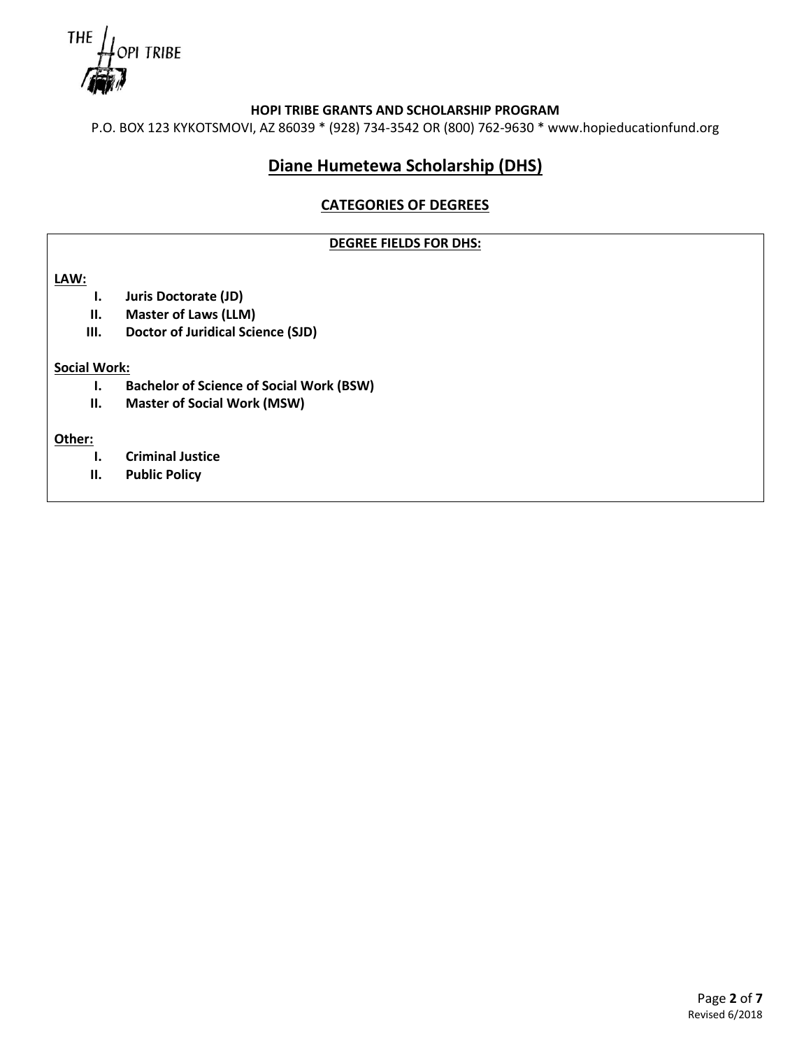THE HOPI TRIBE

**HOPI TRIBE GRANTS AND SCHOLARSHIP PROGRAM**

P.O. BOX 123 KYKOTSMOVI, AZ 86039 * (928) 734-3542 OR (800) 762-9630 * www.hopieducationfund.org

# Diane Humetewa Scholarship (DHS)

## CATEGORIES OF DEGREES

**DEGREE FIELDS FOR DHS:**

**LAW:**

- I. **Juris Doctorate (JD)**
- II. **Master of Laws (LLM)**
- III. **Doctor of Juridical Science (SJD)**

**Social Work:**

- I. **Bachelor of Science of Social Work (BSW)**
- II. **Master of Social Work (MSW)**

**Other:**

- I. **Criminal Justice**
- II. **Public Policy**

Revised 6/2018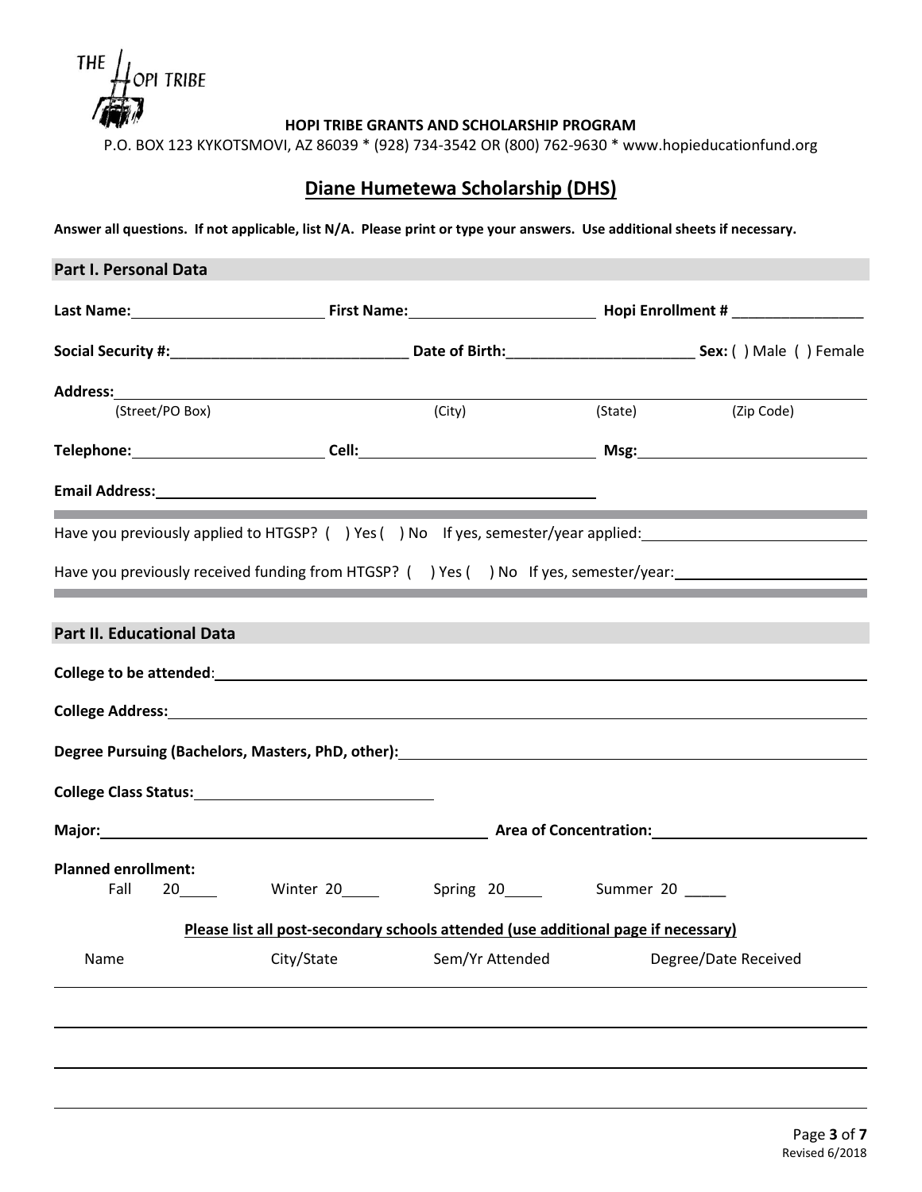THE HOPI TRIBE

**HOPI TRIBE GRANTS AND SCHOLARSHIP PROGRAM**

P.O. BOX 123 KYKOTSMOVI, AZ 86039 * (928) 734-3542 OR (800) 762-9630 * www.hopieducationfund.org

# Diane Humetewa Scholarship (DHS)

**Answer all questions. If not applicable, list N/A. Please print or type your answers. Use additional sheets if necessary.**

## Part I. Personal Data

**Last Name:** ______________________ **First Name:** ______________________ **Hopi Enrollment #** ________________

**Social Security #:** ____________________________ **Date of Birth:** ______________________ **Sex:** ( ) Male ( ) Female

**Address:** ____________________________________________________________________________

(Street/PO Box) (City) (State) (Zip Code)

**Telephone:** ______________________ **Cell:** ____________________________ **Msg:** ____________________________

**Email Address:** ____________________________________________________

Have you previously applied to HTGSP? ( ) Yes ( ) No If yes, semester/year applied: ______________________

Have you previously received funding from HTGSP? ( ) Yes ( ) No If yes, semester/year: ______________________

## Part II. Educational Data

**College to be attended**: ____________________________________________________________________________

**College Address:** ____________________________________________________________________________

**Degree Pursuing (Bachelors, Masters, PhD, other):** ____________________________________________________

**College Class Status:** ____________________________

**Major:** ____________________________________________ **Area of Concentration:** ______________________

**Planned enrollment:**

Fall 20____ Winter 20____ Spring 20____ Summer 20 _____

**Please list all post-secondary schools attended (use additional page if necessary)**

| Name | City/State | Sem/Yr Attended | Degree/Date Received |
|---|---|---|---|
| | | | |
| | | | |
| | | | |
| | | | |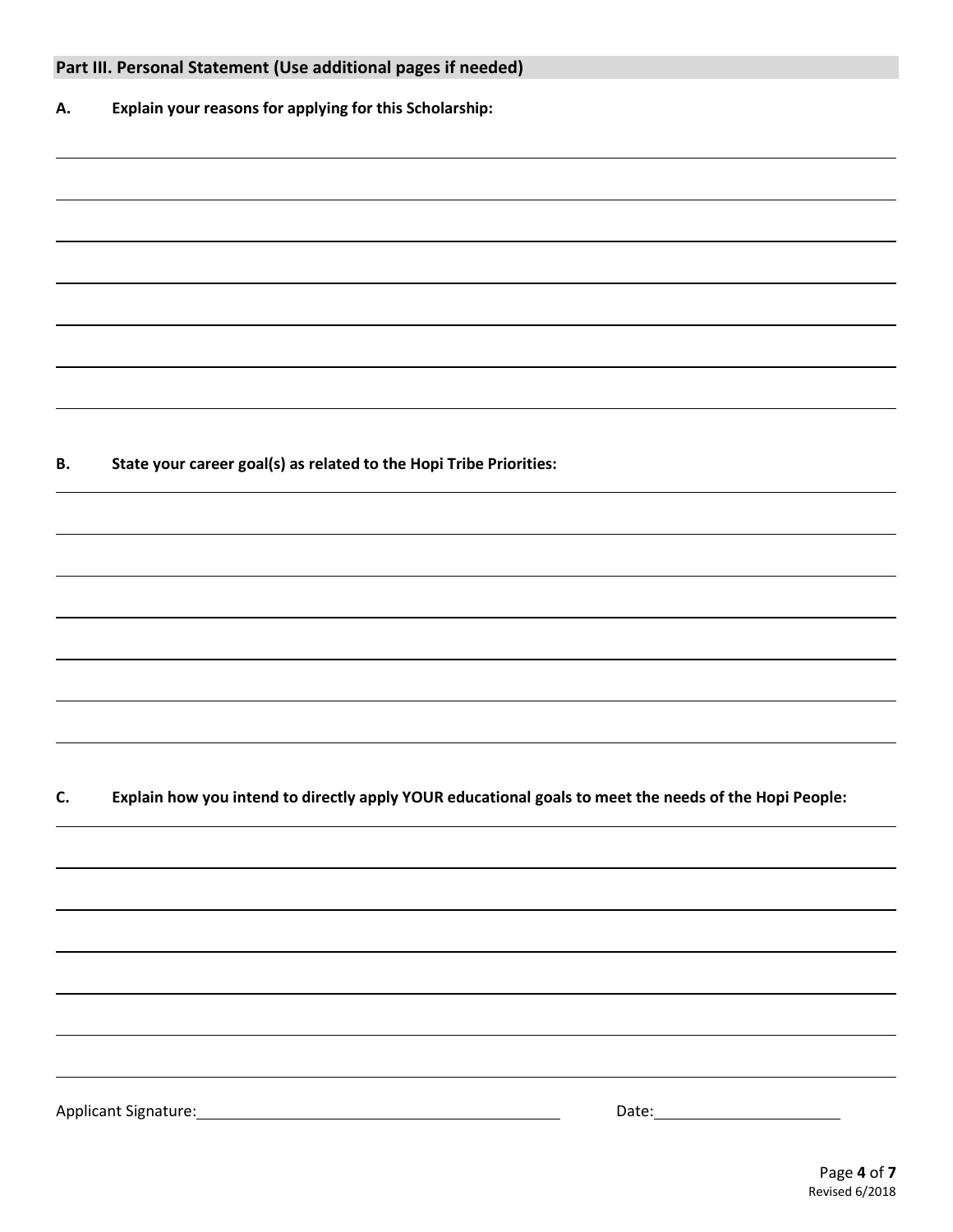## Part III. Personal Statement (Use additional pages if needed)

**A. Explain your reasons for applying for this Scholarship:**

**B. State your career goal(s) as related to the Hopi Tribe Priorities:**

**C. Explain how you intend to directly apply YOUR educational goals to meet the needs of the Hopi People:**

Applicant Signature: \_\_\_\_\_\_\_\_\_\_\_\_\_\_\_\_\_\_\_\_ Date: \_\_\_\_\_\_\_\_\_\_

Revised 6/2018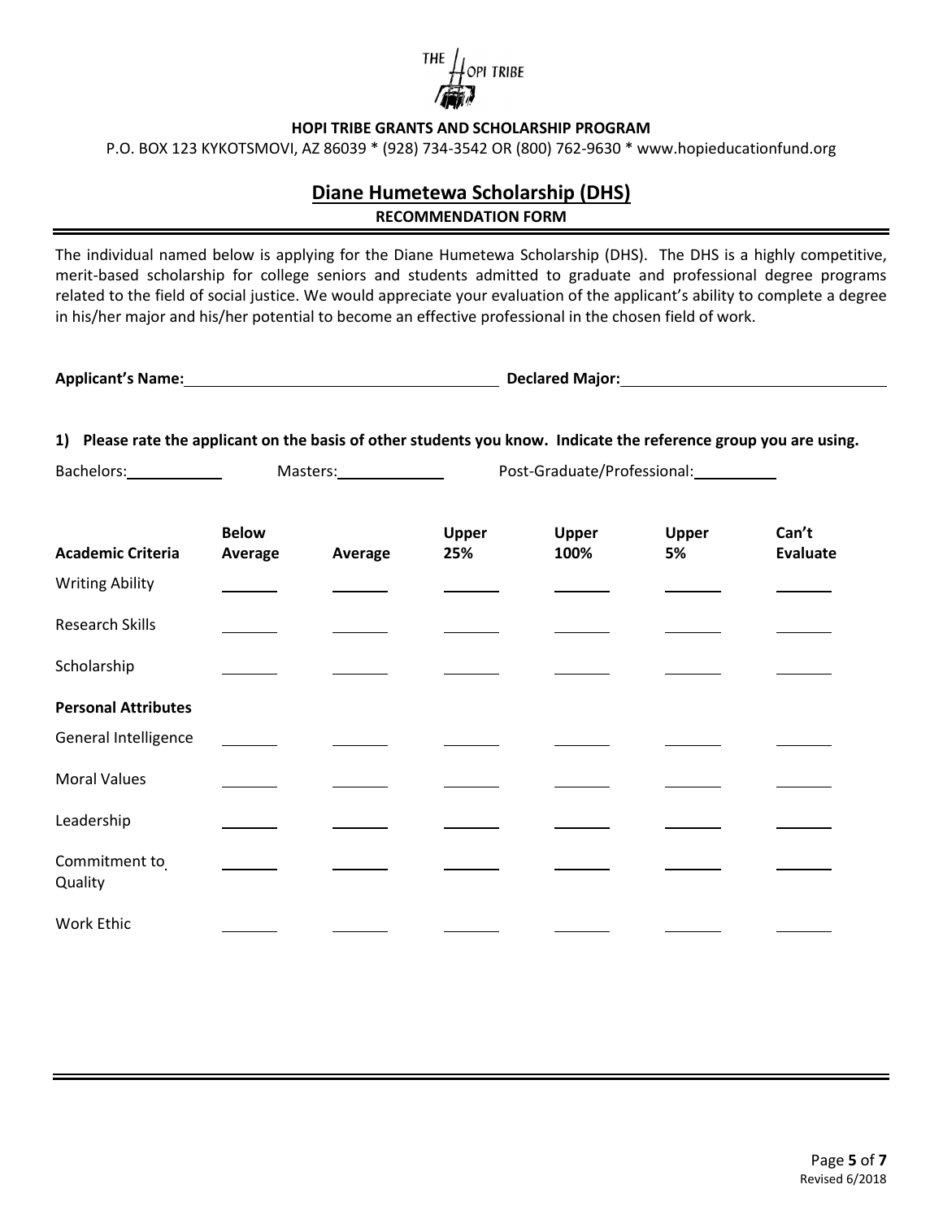THE HOPI TRIBE

**HOPI TRIBE GRANTS AND SCHOLARSHIP PROGRAM**

P.O. BOX 123 KYKOTSMOVI, AZ 86039 * (928) 734-3542 OR (800) 762-9630 * www.hopieducationfund.org

# Diane Humetewa Scholarship (DHS)

**RECOMMENDATION FORM**

The individual named below is applying for the Diane Humetewa Scholarship (DHS). The DHS is a highly competitive, merit-based scholarship for college seniors and students admitted to graduate and professional degree programs related to the field of social justice. We would appreciate your evaluation of the applicant's ability to complete a degree in his/her major and his/her potential to become an effective professional in the chosen field of work.

**Applicant's Name:** ______________________________ **Declared Major:** ______________________________

**1) Please rate the applicant on the basis of other students you know. Indicate the reference group you are using.**

Bachelors: __________ Masters: __________ Post-Graduate/Professional: __________

| **Academic Criteria** | **Below Average** | **Average** | **Upper 25%** | **Upper 100%** | **Upper 5%** | **Can't Evaluate** |
|---|---|---|---|---|---|---|
| Writing Ability | ______ | ______ | ______ | ______ | ______ | ______ |
| Research Skills | ______ | ______ | ______ | ______ | ______ | ______ |
| Scholarship | ______ | ______ | ______ | ______ | ______ | ______ |
| **Personal Attributes** | | | | | | |
| General Intelligence | ______ | ______ | ______ | ______ | ______ | ______ |
| Moral Values | ______ | ______ | ______ | ______ | ______ | ______ |
| Leadership | ______ | ______ | ______ | ______ | ______ | ______ |
| Commitment to Quality | ______ | ______ | ______ | ______ | ______ | ______ |
| Work Ethic | ______ | ______ | ______ | ______ | ______ | ______ |

Revised 6/2018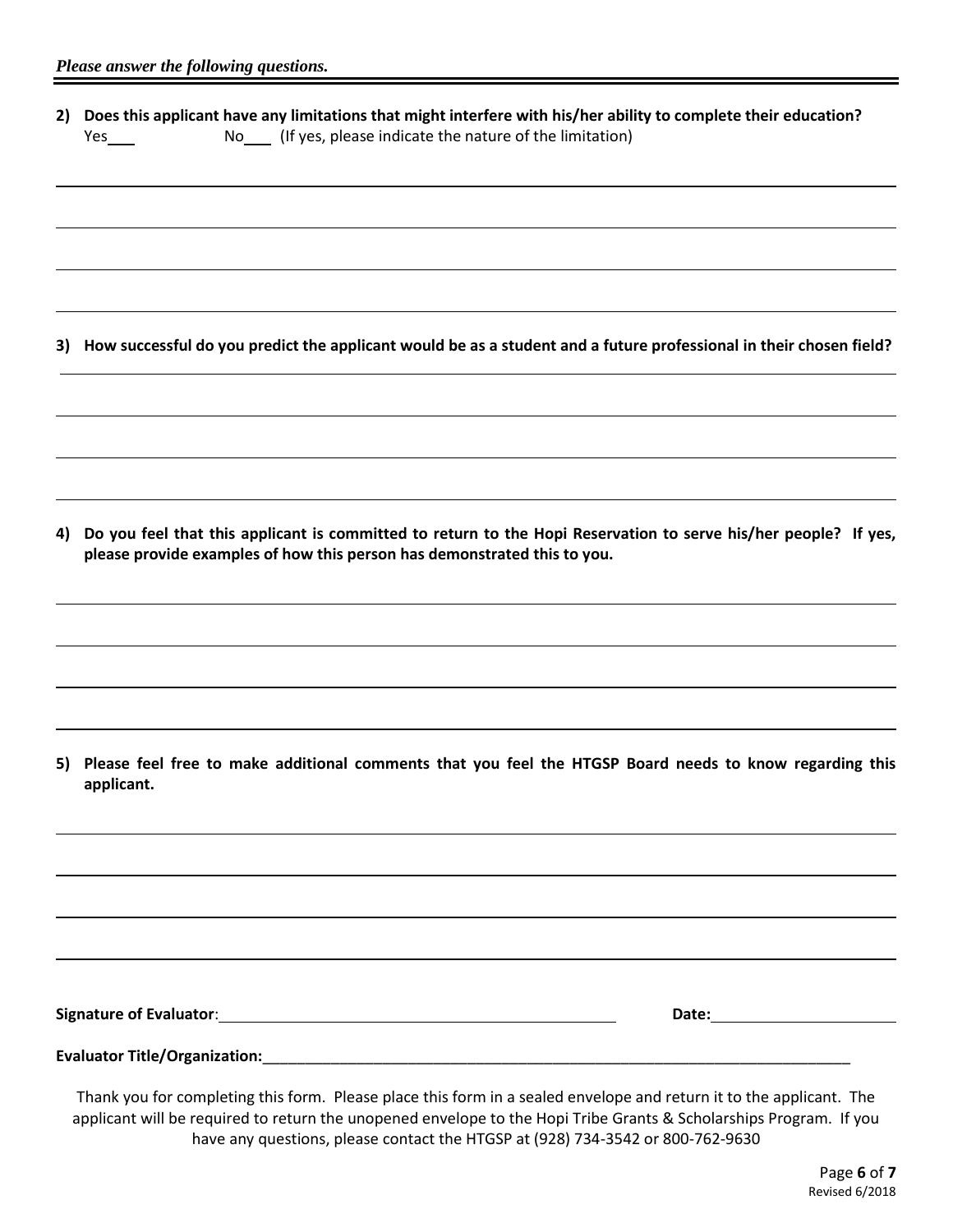*Please answer the following questions.*

**2) Does this applicant have any limitations that might interfere with his/her ability to complete their education?**
Yes___ No___ (If yes, please indicate the nature of the limitation)

**3) How successful do you predict the applicant would be as a student and a future professional in their chosen field?**

**4) Do you feel that this applicant is committed to return to the Hopi Reservation to serve his/her people? If yes, please provide examples of how this person has demonstrated this to you.**

**5) Please feel free to make additional comments that you feel the HTGSP Board needs to know regarding this applicant.**

**Signature of Evaluator**:_______________________________ **Date:**_______________

**Evaluator Title/Organization:**_____________________________________________

Thank you for completing this form. Please place this form in a sealed envelope and return it to the applicant. The applicant will be required to return the unopened envelope to the Hopi Tribe Grants & Scholarships Program. If you have any questions, please contact the HTGSP at (928) 734-3542 or 800-762-9630

Revised 6/2018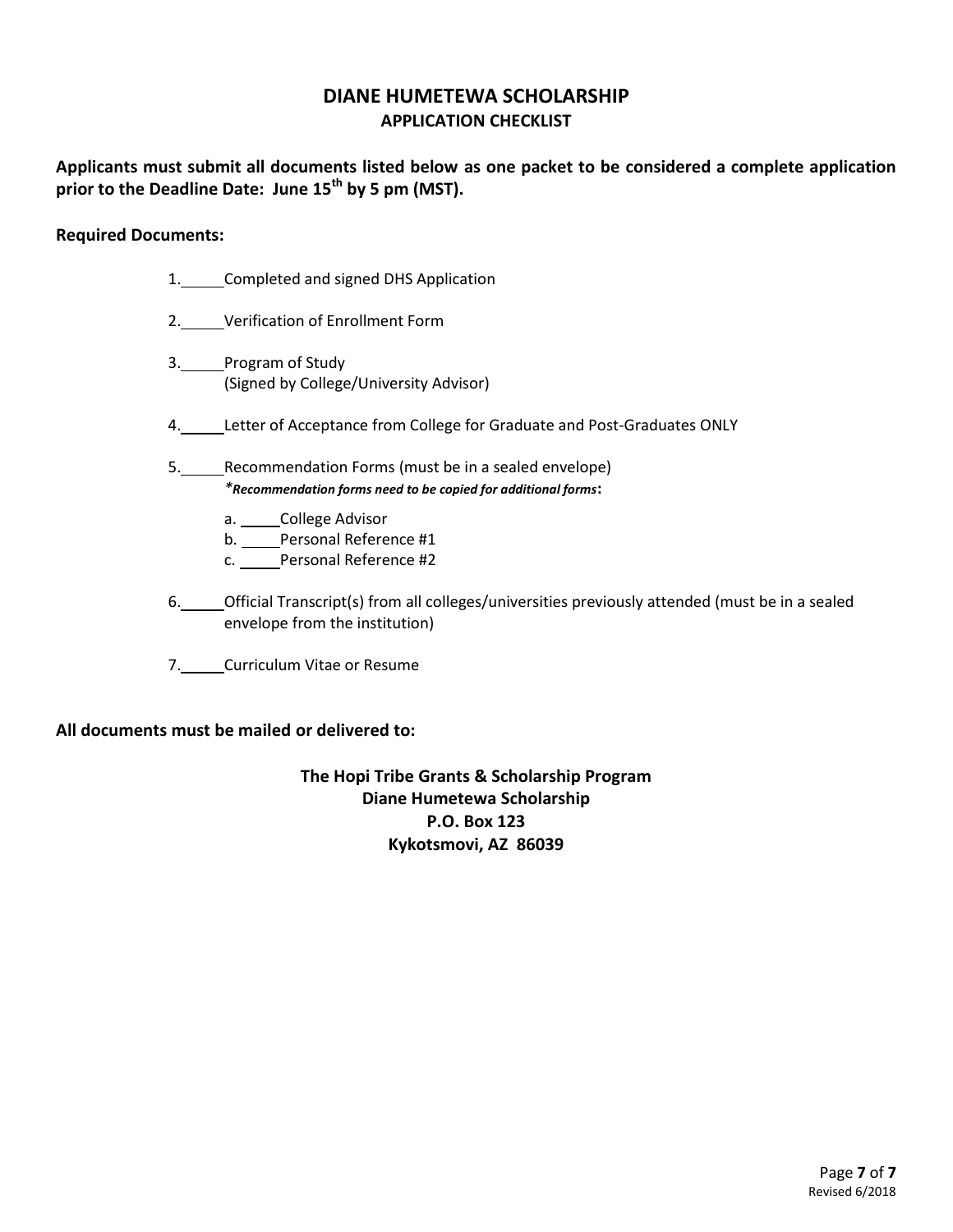# DIANE HUMETEWA SCHOLARSHIP

## APPLICATION CHECKLIST

**Applicants must submit all documents listed below as one packet to be considered a complete application prior to the Deadline Date: June 15th by 5 pm (MST).**

**Required Documents:**

1. _____ Completed and signed DHS Application

2. _____ Verification of Enrollment Form

3. _____ Program of Study
   (Signed by College/University Advisor)

4. _____ Letter of Acceptance from College for Graduate and Post-Graduates ONLY

5. _____ Recommendation Forms (must be in a sealed envelope)
   ***Recommendation forms need to be copied for additional forms*:**

   a. _____ College Advisor
   b. _____ Personal Reference #1
   c. _____ Personal Reference #2

6. _____ Official Transcript(s) from all colleges/universities previously attended (must be in a sealed envelope from the institution)

7. _____ Curriculum Vitae or Resume

**All documents must be mailed or delivered to:**

**The Hopi Tribe Grants & Scholarship Program**
**Diane Humetewa Scholarship**
**P.O. Box 123**
**Kykotsmovi, AZ 86039**

Revised 6/2018